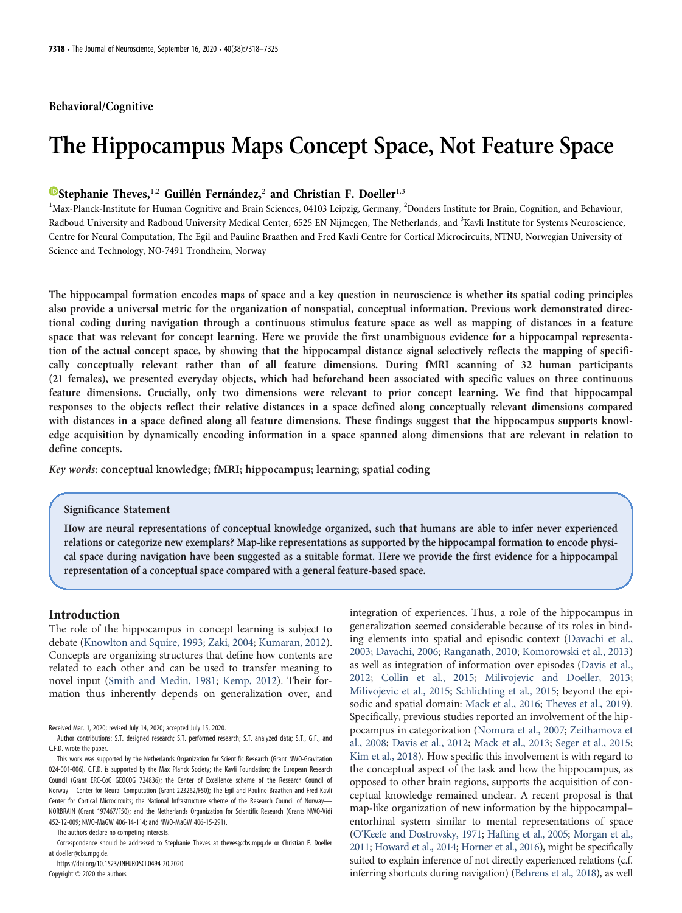Behavioral/Cognitive

# The Hippocampus Maps Concept Space, Not Feature Space

Stephanie Theves,[1,2] Guillén Fernández,[2] and Christian F. Doeller[1,3]

[1]Max-Planck-Institute for Human Cognitive and Brain Sciences, 04103 Leipzig, Germany, [2]Donders Institute for Brain, Cognition, and Behaviour, Radboud University and Radboud University Medical Center, 6525 EN Nijmegen, The Netherlands, and [3]Kavli Institute for Systems Neuroscience, Centre for Neural Computation, The Egil and Pauline Braathen and Fred Kavli Centre for Cortical Microcircuits, NTNU, Norwegian University of Science and Technology, NO-7491 Trondheim, Norway

**The hippocampal formation encodes maps of space and a key question in neuroscience is whether its spatial coding principles also provide a universal metric for the organization of nonspatial, conceptual information. Previous work demonstrated directional coding during navigation through a continuous stimulus feature space as well as mapping of distances in a feature space that was relevant for concept learning. Here we provide the first unambiguous evidence for a hippocampal representation of the actual concept space, by showing that the hippocampal distance signal selectively reflects the mapping of specifically conceptually relevant rather than of all feature dimensions. During fMRI scanning of 32 human participants (21 females), we presented everyday objects, which had beforehand been associated with specific values on three continuous feature dimensions. Crucially, only two dimensions were relevant to prior concept learning. We find that hippocampal responses to the objects reflect their relative distances in a space defined along conceptually relevant dimensions compared with distances in a space defined along all feature dimensions. These findings suggest that the hippocampus supports knowledge acquisition by dynamically encoding information in a space spanned along dimensions that are relevant in relation to define concepts.**

*Key words:* **conceptual knowledge; fMRI; hippocampus; learning; spatial coding**

### Significance Statement

**How are neural representations of conceptual knowledge organized, such that humans are able to infer never experienced relations or categorize new exemplars? Map-like representations as supported by the hippocampal formation to encode physical space during navigation have been suggested as a suitable format. Here we provide the first evidence for a hippocampal representation of a conceptual space compared with a general feature-based space.**

## Introduction

The role of the hippocampus in concept learning is subject to debate (Knowlton and Squire, 1993; Zaki, 2004; Kumaran, 2012). Concepts are organizing structures that define how contents are related to each other and can be used to transfer meaning to novel input (Smith and Medin, 1981; Kemp, 2012). Their formation thus inherently depends on generalization over, and integration of experiences. Thus, a role of the hippocampus in generalization seemed considerable because of its roles in binding elements into spatial and episodic context (Davachi et al., 2003; Davachi, 2006; Ranganath, 2010; Komorowski et al., 2013) as well as integration of information over episodes (Davis et al., 2012; Collin et al., 2015; Milivojevic and Doeller, 2013; Milivojevic et al., 2015; Schlichting et al., 2015; beyond the episodic and spatial domain: Mack et al., 2016; Theves et al., 2019). Specifically, previous studies reported an involvement of the hippocampus in categorization (Nomura et al., 2007; Zeithamova et al., 2008; Davis et al., 2012; Mack et al., 2013; Seger et al., 2015; Kim et al., 2018). How specific this involvement is with regard to the conceptual aspect of the task and how the hippocampus, as opposed to other brain regions, supports the acquisition of conceptual knowledge remained unclear. A recent proposal is that map-like organization of new information by the hippocampal–entorhinal system similar to mental representations of space (O'Keefe and Dostrovsky, 1971; Hafting et al., 2005; Morgan et al., 2011; Howard et al., 2014; Horner et al., 2016), might be specifically suited to explain inference of not directly experienced relations (c.f. inferring shortcuts during navigation) (Behrens et al., 2018), as well

Received Mar. 1, 2020; revised July 14, 2020; accepted July 15, 2020.

Author contributions: S.T. designed research; S.T. performed research; S.T. analyzed data; S.T., G.F., and C.F.D. wrote the paper.

This work was supported by the Netherlands Organization for Scientific Research (Grant NWO-Gravitation 024-001-006). C.F.D. is supported by the Max Planck Society; the Kavli Foundation; the European Research Council (Grant ERC-CoG GEOCOG 724836); the Center of Excellence scheme of the Research Council of Norway—Center for Neural Computation (Grant 223262/F50); The Egil and Pauline Braathen and Fred Kavli Center for Cortical Microcircuits; the National Infrastructure scheme of the Research Council of Norway—NORBRAIN (Grant 197467/F50); and the Netherlands Organization for Scientific Research (Grants NWO-Vidi 452-12-009; NWO-MaGW 406-14-114; and NWO-MaGW 406-15-291).

The authors declare no competing interests.

Correspondence should be addressed to Stephanie Theves at theves@cbs.mpg.de or Christian F. Doeller at doeller@cbs.mpg.de.

https://doi.org/10.1523/JNEUROSCI.0494-20.2020

Copyright © 2020 the authors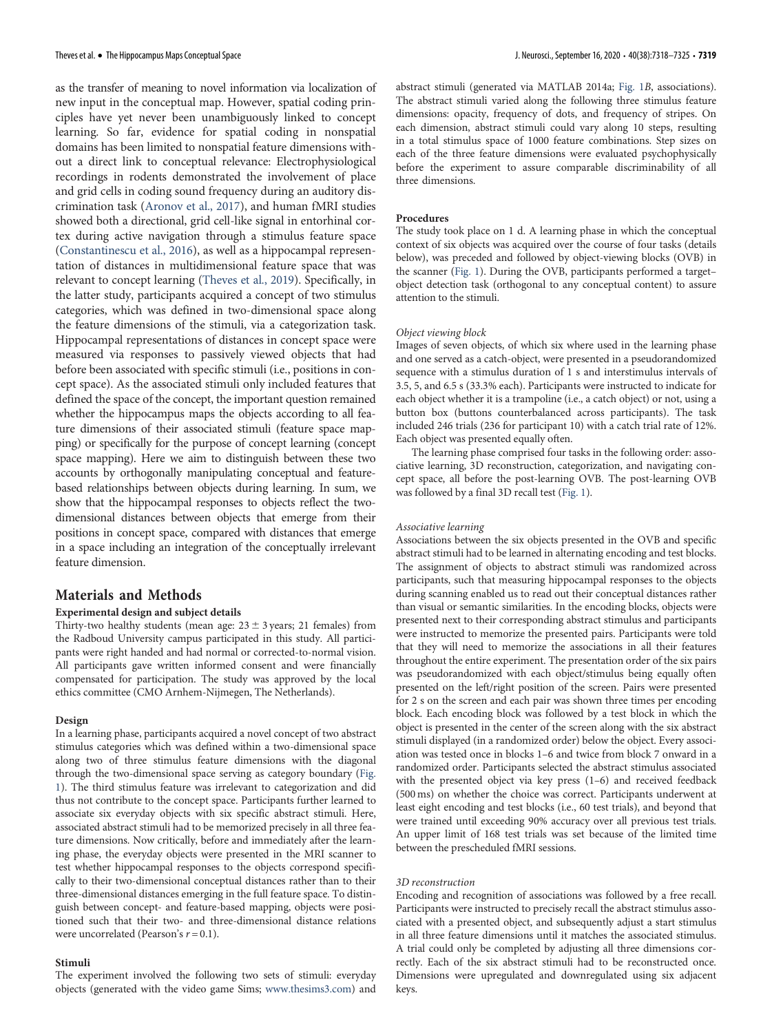as the transfer of meaning to novel information via localization of new input in the conceptual map. However, spatial coding principles have yet never been unambiguously linked to concept learning. So far, evidence for spatial coding in nonspatial domains has been limited to nonspatial feature dimensions without a direct link to conceptual relevance: Electrophysiological recordings in rodents demonstrated the involvement of place and grid cells in coding sound frequency during an auditory discrimination task (Aronov et al., 2017), and human fMRI studies showed both a directional, grid cell-like signal in entorhinal cortex during active navigation through a stimulus feature space (Constantinescu et al., 2016), as well as a hippocampal representation of distances in multidimensional feature space that was relevant to concept learning (Theves et al., 2019). Specifically, in the latter study, participants acquired a concept of two stimulus categories, which was defined in two-dimensional space along the feature dimensions of the stimuli, via a categorization task. Hippocampal representations of distances in concept space were measured via responses to passively viewed objects that had before been associated with specific stimuli (i.e., positions in concept space). As the associated stimuli only included features that defined the space of the concept, the important question remained whether the hippocampus maps the objects according to all feature dimensions of their associated stimuli (feature space mapping) or specifically for the purpose of concept learning (concept space mapping). Here we aim to distinguish between these two accounts by orthogonally manipulating conceptual and feature-based relationships between objects during learning. In sum, we show that the hippocampal responses to objects reflect the two-dimensional distances between objects that emerge from their positions in concept space, compared with distances that emerge in a space including an integration of the conceptually irrelevant feature dimension.

## Materials and Methods

### Experimental design and subject details

Thirty-two healthy students (mean age: $23 \pm 3$ years; 21 females) from the Radboud University campus participated in this study. All participants were right handed and had normal or corrected-to-normal vision. All participants gave written informed consent and were financially compensated for participation. The study was approved by the local ethics committee (CMO Arnhem-Nijmegen, The Netherlands).

### Design

In a learning phase, participants acquired a novel concept of two abstract stimulus categories which was defined within a two-dimensional space along two of three stimulus feature dimensions with the diagonal through the two-dimensional space serving as category boundary (Fig. 1). The third stimulus feature was irrelevant to categorization and did thus not contribute to the concept space. Participants further learned to associate six everyday objects with six specific abstract stimuli. Here, associated abstract stimuli had to be memorized precisely in all three feature dimensions. Now critically, before and immediately after the learning phase, the everyday objects were presented in the MRI scanner to test whether hippocampal responses to the objects correspond specifically to their two-dimensional conceptual distances rather than to their three-dimensional distances emerging in the full feature space. To distinguish between concept- and feature-based mapping, objects were positioned such that their two- and three-dimensional distance relations were uncorrelated (Pearson's $r = 0.1$).

### Stimuli

The experiment involved the following two sets of stimuli: everyday objects (generated with the video game Sims; www.thesims3.com) and abstract stimuli (generated via MATLAB 2014a; Fig. 1*B*, associations). The abstract stimuli varied along the following three stimulus feature dimensions: opacity, frequency of dots, and frequency of stripes. On each dimension, abstract stimuli could vary along 10 steps, resulting in a total stimulus space of 1000 feature combinations. Step sizes on each of the three feature dimensions were evaluated psychophysically before the experiment to assure comparable discriminability of all three dimensions.

### Procedures

The study took place on 1 d. A learning phase in which the conceptual context of six objects was acquired over the course of four tasks (details below), was preceded and followed by object-viewing blocks (OVB) in the scanner (Fig. 1). During the OVB, participants performed a target–object detection task (orthogonal to any conceptual content) to assure attention to the stimuli.

#### *Object viewing block*

Images of seven objects, of which six where used in the learning phase and one served as a catch-object, were presented in a pseudorandomized sequence with a stimulus duration of 1 s and interstimulus intervals of 3.5, 5, and 6.5 s (33.3% each). Participants were instructed to indicate for each object whether it is a trampoline (i.e., a catch object) or not, using a button box (buttons counterbalanced across participants). The task included 246 trials (236 for participant 10) with a catch trial rate of 12%. Each object was presented equally often.

The learning phase comprised four tasks in the following order: associative learning, 3D reconstruction, categorization, and navigating concept space, all before the post-learning OVB. The post-learning OVB was followed by a final 3D recall test (Fig. 1).

#### *Associative learning*

Associations between the six objects presented in the OVB and specific abstract stimuli had to be learned in alternating encoding and test blocks. The assignment of objects to abstract stimuli was randomized across participants, such that measuring hippocampal responses to the objects during scanning enabled us to read out their conceptual distances rather than visual or semantic similarities. In the encoding blocks, objects were presented next to their corresponding abstract stimulus and participants were instructed to memorize the presented pairs. Participants were told that they will need to memorize the associations in all their features throughout the entire experiment. The presentation order of the six pairs was pseudorandomized with each object/stimulus being equally often presented on the left/right position of the screen. Pairs were presented for 2 s on the screen and each pair was shown three times per encoding block. Each encoding block was followed by a test block in which the object is presented in the center of the screen along with the six abstract stimuli displayed (in a randomized order) below the object. Every association was tested once in blocks 1–6 and twice from block 7 onward in a randomized order. Participants selected the abstract stimulus associated with the presented object via key press (1–6) and received feedback (500 ms) on whether the choice was correct. Participants underwent at least eight encoding and test blocks (i.e., 60 test trials), and beyond that were trained until exceeding 90% accuracy over all previous test trials. An upper limit of 168 test trials was set because of the limited time between the prescheduled fMRI sessions.

#### *3D reconstruction*

Encoding and recognition of associations was followed by a free recall. Participants were instructed to precisely recall the abstract stimulus associated with a presented object, and subsequently adjust a start stimulus in all three feature dimensions until it matches the associated stimulus. A trial could only be completed by adjusting all three dimensions correctly. Each of the six abstract stimuli had to be reconstructed once. Dimensions were upregulated and downregulated using six adjacent keys.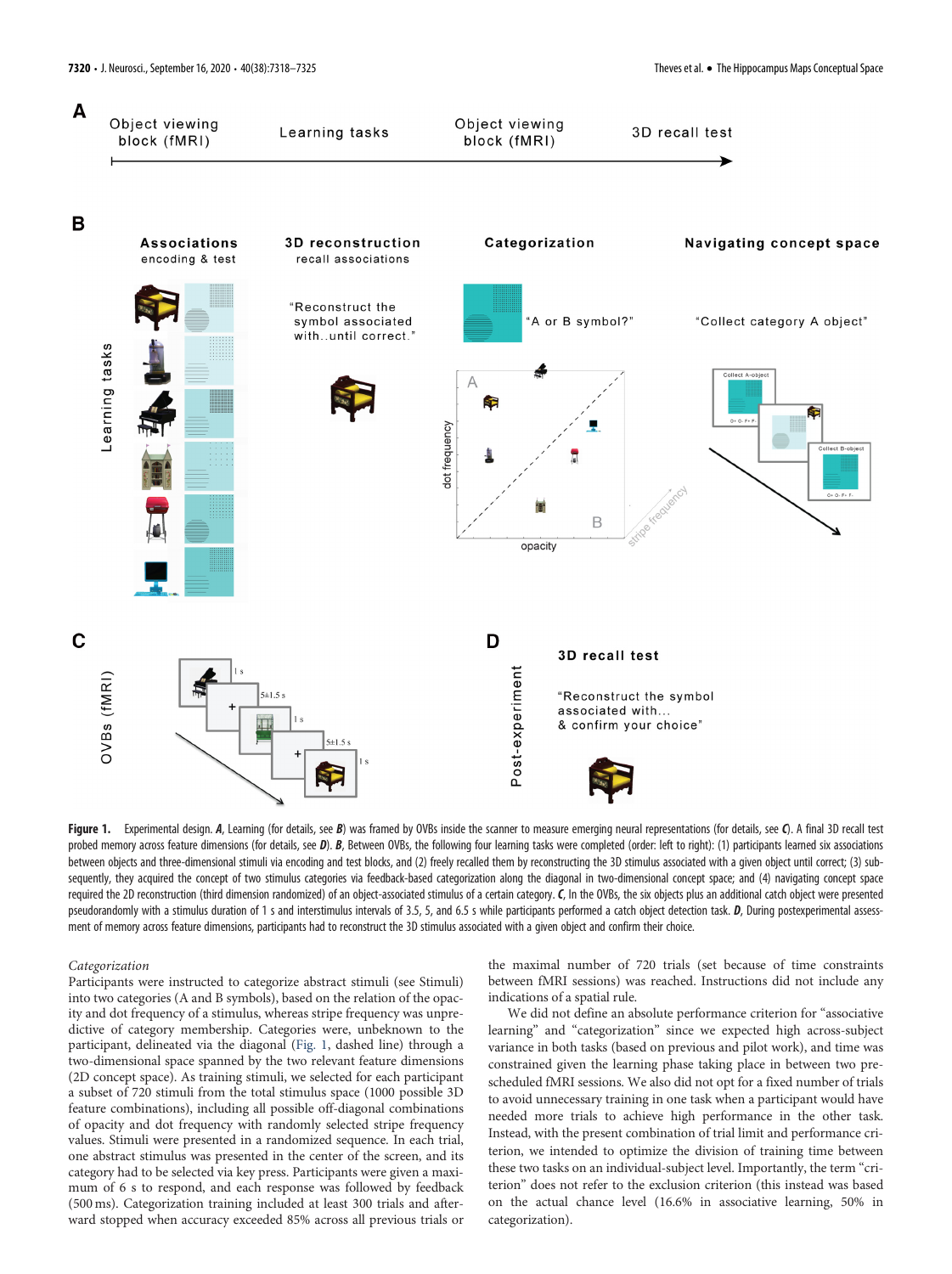**Figure 1.** Experimental design. ***A***, Learning (for details, see ***B***) was framed by OVBs inside the scanner to measure emerging neural representations (for details, see ***C***). A final 3D recall test probed memory across feature dimensions (for details, see ***D***). ***B***, Between OVBs, the following four learning tasks were completed (order: left to right): (1) participants learned six associations between objects and three-dimensional stimuli via encoding and test blocks, and (2) freely recalled them by reconstructing the 3D stimulus associated with a given object until correct; (3) subsequently, they acquired the concept of two stimulus categories via feedback-based categorization along the diagonal in two-dimensional concept space; and (4) navigating concept space required the 2D reconstruction (third dimension randomized) of an object-associated stimulus of a certain category. ***C***, In the OVBs, the six objects plus an additional catch object were presented pseudorandomly with a stimulus duration of 1 s and interstimulus intervals of 3.5, 5, and 6.5 s while participants performed a catch object detection task. ***D***, During postexperimental assessment of memory across feature dimensions, participants had to reconstruct the 3D stimulus associated with a given object and confirm their choice.

*Categorization*

Participants were instructed to categorize abstract stimuli (see Stimuli) into two categories (A and B symbols), based on the relation of the opacity and dot frequency of a stimulus, whereas stripe frequency was unpredictive of category membership. Categories were, unbeknown to the participant, delineated via the diagonal (Fig. 1, dashed line) through a two-dimensional space spanned by the two relevant feature dimensions (2D concept space). As training stimuli, we selected for each participant a subset of 720 stimuli from the total stimulus space (1000 possible 3D feature combinations), including all possible off-diagonal combinations of opacity and dot frequency with randomly selected stripe frequency values. Stimuli were presented in a randomized sequence. In each trial, one abstract stimulus was presented in the center of the screen, and its category had to be selected via key press. Participants were given a maximum of 6 s to respond, and each response was followed by feedback (500 ms). Categorization training included at least 300 trials and afterward stopped when accuracy exceeded 85% across all previous trials or the maximal number of 720 trials (set because of time constraints between fMRI sessions) was reached. Instructions did not include any indications of a spatial rule.

We did not define an absolute performance criterion for "associative learning" and "categorization" since we expected high across-subject variance in both tasks (based on previous and pilot work), and time was constrained given the learning phase taking place in between two prescheduled fMRI sessions. We also did not opt for a fixed number of trials to avoid unnecessary training in one task when a participant would have needed more trials to achieve high performance in the other task. Instead, with the present combination of trial limit and performance criterion, we intended to optimize the division of training time between these two tasks on an individual-subject level. Importantly, the term "criterion" does not refer to the exclusion criterion (this instead was based on the actual chance level (16.6% in associative learning, 50% in categorization).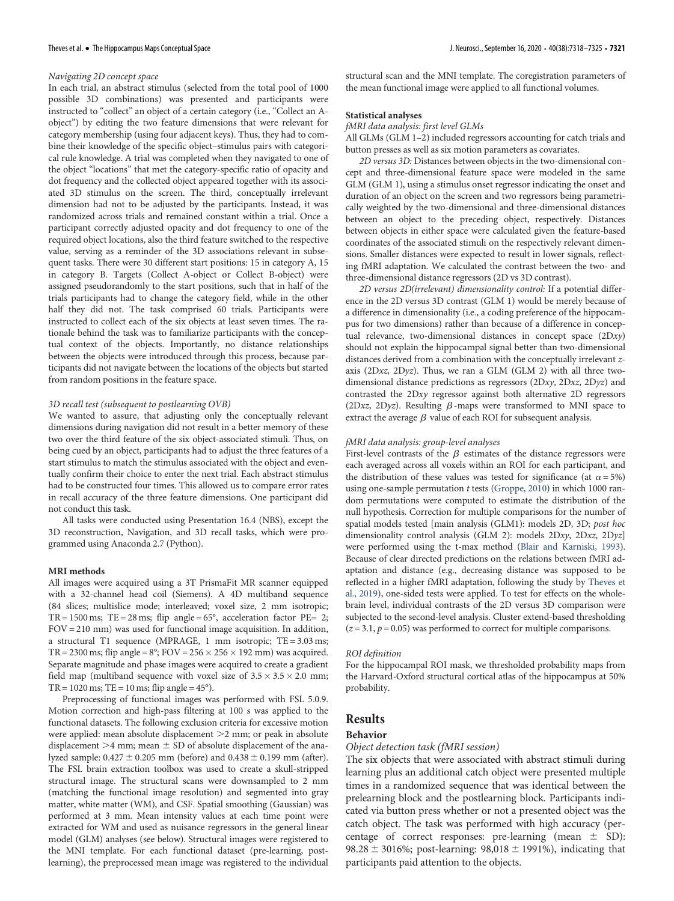*Navigating 2D concept space*

In each trial, an abstract stimulus (selected from the total pool of 1000 possible 3D combinations) was presented and participants were instructed to "collect" an object of a certain category (i.e., "Collect an A-object") by editing the two feature dimensions that were relevant for category membership (using four adjacent keys). Thus, they had to combine their knowledge of the specific object–stimulus pairs with categorical rule knowledge. A trial was completed when they navigated to one of the object "locations" that met the category-specific ratio of opacity and dot frequency and the collected object appeared together with its associated 3D stimulus on the screen. The third, conceptually irrelevant dimension had not to be adjusted by the participants. Instead, it was randomized across trials and remained constant within a trial. Once a participant correctly adjusted opacity and dot frequency to one of the required object locations, also the third feature switched to the respective value, serving as a reminder of the 3D associations relevant in subsequent tasks. There were 30 different start positions: 15 in category A, 15 in category B. Targets (Collect A-object or Collect B-object) were assigned pseudorandomly to the start positions, such that in half of the trials participants had to change the category field, while in the other half they did not. The task comprised 60 trials. Participants were instructed to collect each of the six objects at least seven times. The rationale behind the task was to familiarize participants with the conceptual context of the objects. Importantly, no distance relationships between the objects were introduced through this process, because participants did not navigate between the locations of the objects but started from random positions in the feature space.

*3D recall test (subsequent to postlearning OVB)*

We wanted to assure, that adjusting only the conceptually relevant dimensions during navigation did not result in a better memory of these two over the third feature of the six object-associated stimuli. Thus, on being cued by an object, participants had to adjust the three features of a start stimulus to match the stimulus associated with the object and eventually confirm their choice to enter the next trial. Each abstract stimulus had to be constructed four times. This allowed us to compare error rates in recall accuracy of the three feature dimensions. One participant did not conduct this task.

All tasks were conducted using Presentation 16.4 (NBS), except the 3D reconstruction, Navigation, and 3D recall tasks, which were programmed using Anaconda 2.7 (Python).

### MRI methods

All images were acquired using a 3T PrismaFit MR scanner equipped with a 32-channel head coil (Siemens). A 4D multiband sequence (84 slices; multislice mode; interleaved; voxel size, 2 mm isotropic; TR = 1500 ms; TE = 28 ms; flip angle = 65°, acceleration factor PE= 2; FOV = 210 mm) was used for functional image acquisition. In addition, a structural T1 sequence (MPRAGE, 1 mm isotropic; TE = 3.03 ms; TR = 2300 ms; flip angle = 8°; FOV = 256 × 256 × 192 mm) was acquired. Separate magnitude and phase images were acquired to create a gradient field map (multiband sequence with voxel size of 3.5 × 3.5 × 2.0 mm; TR = 1020 ms; TE = 10 ms; flip angle = 45°).

Preprocessing of functional images was performed with FSL 5.0.9. Motion correction and high-pass filtering at 100 s was applied to the functional datasets. The following exclusion criteria for excessive motion were applied: mean absolute displacement >2 mm; or peak in absolute displacement >4 mm; mean ± SD of absolute displacement of the analyzed sample: 0.427 ± 0.205 mm (before) and 0.438 ± 0.199 mm (after). The FSL brain extraction toolbox was used to create a skull-stripped structural image. The structural scans were downsampled to 2 mm (matching the functional image resolution) and segmented into gray matter, white matter (WM), and CSF. Spatial smoothing (Gaussian) was performed at 3 mm. Mean intensity values at each time point were extracted for WM and used as nuisance regressors in the general linear model (GLM) analyses (see below). Structural images were registered to the MNI template. For each functional dataset (pre-learning, post-learning), the preprocessed mean image was registered to the individual structural scan and the MNI template. The coregistration parameters of the mean functional image were applied to all functional volumes.

### Statistical analyses

*fMRI data analysis: first level GLMs*

All GLMs (GLM 1–2) included regressors accounting for catch trials and button presses as well as six motion parameters as covariates.

*2D versus 3D:* Distances between objects in the two-dimensional concept and three-dimensional feature space were modeled in the same GLM (GLM 1), using a stimulus onset regressor indicating the onset and duration of an object on the screen and two regressors being parametrically weighted by the two-dimensional and three-dimensional distances between an object to the preceding object, respectively. Distances between objects in either space were calculated given the feature-based coordinates of the associated stimuli on the respectively relevant dimensions. Smaller distances were expected to result in lower signals, reflecting fMRI adaptation. We calculated the contrast between the two- and three-dimensional distance regressors (2D vs 3D contrast).

*2D versus 2D(irrelevant) dimensionality control:* If a potential difference in the 2D versus 3D contrast (GLM 1) would be merely because of a difference in dimensionality (i.e., a coding preference of the hippocampus for two dimensions) rather than because of a difference in conceptual relevance, two-dimensional distances in concept space (2D*xy*) should not explain the hippocampal signal better than two-dimensional distances derived from a combination with the conceptually irrelevant *z*-axis (2D*xz*, 2D*yz*). Thus, we ran a GLM (GLM 2) with all three two-dimensional distance predictions as regressors (2D*xy*, 2D*xz*, 2D*yz*) and contrasted the 2D*xy* regressor against both alternative 2D regressors (2D*xz*, 2D*yz*). Resulting $\beta$-maps were transformed to MNI space to extract the average $\beta$ value of each ROI for subsequent analysis.

*fMRI data analysis: group-level analyses*

First-level contrasts of the $\beta$ estimates of the distance regressors were each averaged across all voxels within an ROI for each participant, and the distribution of these values was tested for significance (at $\alpha = 5\%$) using one-sample permutation *t* tests (Groppe, 2010) in which 1000 random permutations were computed to estimate the distribution of the null hypothesis. Correction for multiple comparisons for the number of spatial models tested [main analysis (GLM1): models 2D, 3D; *post hoc* dimensionality control analysis (GLM 2): models 2D*xy*, 2D*xz*, 2D*yz*] were performed using the t-max method (Blair and Karniski, 1993). Because of clear directed predictions on the relations between fMRI adaptation and distance (e.g., decreasing distance was supposed to be reflected in a higher fMRI adaptation, following the study by Theves et al., 2019), one-sided tests were applied. To test for effects on the whole-brain level, individual contrasts of the 2D versus 3D comparison were subjected to the second-level analysis. Cluster extend-based thresholding ($z = 3.1$, $p = 0.05$) was performed to correct for multiple comparisons.

*ROI definition*

For the hippocampal ROI mask, we thresholded probability maps from the Harvard-Oxford structural cortical atlas of the hippocampus at 50% probability.

## Results

### Behavior

*Object detection task (fMRI session)*

The six objects that were associated with abstract stimuli during learning plus an additional catch object were presented multiple times in a randomized sequence that was identical between the prelearning block and the postlearning block. Participants indicated via button press whether or not a presented object was the catch object. The task was performed with high accuracy (percentage of correct responses: pre-learning (mean ± SD): 98.28 ± 3016%; post-learning: 98,018 ± 1991%), indicating that participants paid attention to the objects.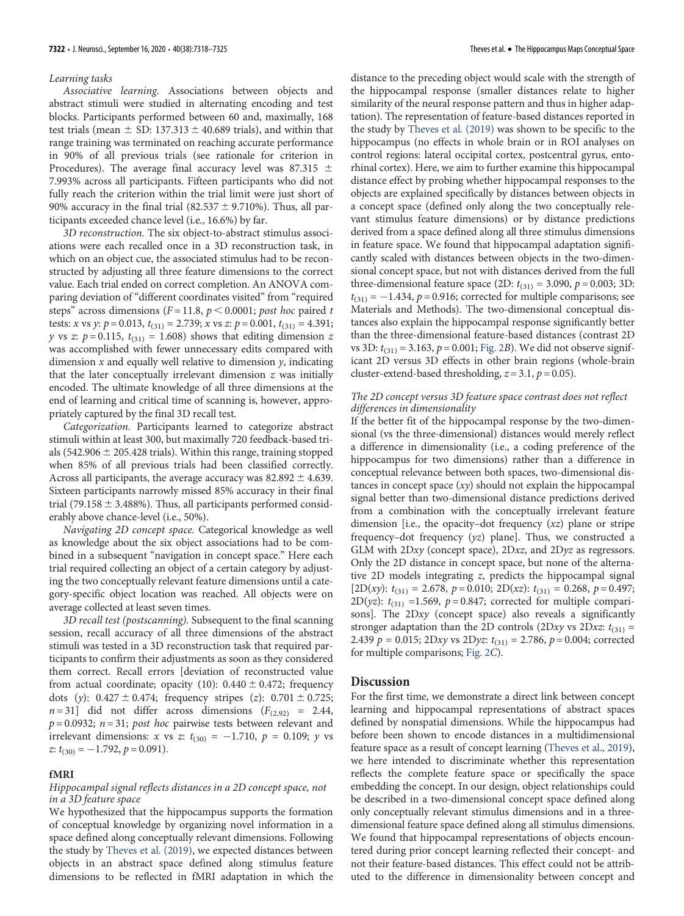*Learning tasks*

*Associative learning.* Associations between objects and abstract stimuli were studied in alternating encoding and test blocks. Participants performed between 60 and, maximally, 168 test trials (mean ± SD: 137.313 ± 40.689 trials), and within that range training was terminated on reaching accurate performance in 90% of all previous trials (see rationale for criterion in Procedures). The average final accuracy level was 87.315 ± 7.993% across all participants. Fifteen participants who did not fully reach the criterion within the trial limit were just short of 90% accuracy in the final trial (82.537 ± 9.710%). Thus, all participants exceeded chance level (i.e., 16.6%) by far.

*3D reconstruction.* The six object-to-abstract stimulus associations were each recalled once in a 3D reconstruction task, in which on an object cue, the associated stimulus had to be reconstructed by adjusting all three feature dimensions to the correct value. Each trial ended on correct completion. An ANOVA comparing deviation of "different coordinates visited" from "required steps" across dimensions ($F = 11.8$, $p < 0.0001$; *post hoc* paired *t* tests: *x* vs *y*: $p = 0.013$, $t_{(31)} = 2.739$; *x* vs *z*: $p = 0.001$, $t_{(31)} = 4.391$; *y* vs *z*: $p = 0.115$, $t_{(31)} = 1.608$) shows that editing dimension *z* was accomplished with fewer unnecessary edits compared with dimension *x* and equally well relative to dimension *y*, indicating that the later conceptually irrelevant dimension *z* was initially encoded. The ultimate knowledge of all three dimensions at the end of learning and critical time of scanning is, however, appropriately captured by the final 3D recall test.

*Categorization.* Participants learned to categorize abstract stimuli within at least 300, but maximally 720 feedback-based trials (542.906 ± 205.428 trials). Within this range, training stopped when 85% of all previous trials had been classified correctly. Across all participants, the average accuracy was 82.892 ± 4.639. Sixteen participants narrowly missed 85% accuracy in their final trial (79.158 ± 3.488%). Thus, all participants performed considerably above chance-level (i.e., 50%).

*Navigating 2D concept space.* Categorical knowledge as well as knowledge about the six object associations had to be combined in a subsequent "navigation in concept space." Here each trial required collecting an object of a certain category by adjusting the two conceptually relevant feature dimensions until a category-specific object location was reached. All objects were on average collected at least seven times.

*3D recall test (postscanning).* Subsequent to the final scanning session, recall accuracy of all three dimensions of the abstract stimuli was tested in a 3D reconstruction task that required participants to confirm their adjustments as soon as they considered them correct. Recall errors [deviation of reconstructed value from actual coordinate; opacity (10): 0.440 ± 0.472; frequency dots (*y*): 0.427 ± 0.474; frequency stripes (*z*): 0.701 ± 0.725; $n = 31$] did not differ across dimensions ($F_{(2,92)} = 2.44$, $p = 0.0932$; $n = 31$; *post hoc* pairwise tests between relevant and irrelevant dimensions: *x* vs *z*: $t_{(30)} = -1.710$, $p = 0.109$; *y* vs *z*: $t_{(30)} = -1.792$, $p = 0.091$).

### fMRI

*Hippocampal signal reflects distances in a 2D concept space, not in a 3D feature space*

We hypothesized that the hippocampus supports the formation of conceptual knowledge by organizing novel information in a space defined along conceptually relevant dimensions. Following the study by Theves et al. (2019), we expected distances between objects in an abstract space defined along stimulus feature dimensions to be reflected in fMRI adaptation in which the distance to the preceding object would scale with the strength of the hippocampal response (smaller distances relate to higher similarity of the neural response pattern and thus in higher adaptation). The representation of feature-based distances reported in the study by Theves et al. (2019) was shown to be specific to the hippocampus (no effects in whole brain or in ROI analyses on control regions: lateral occipital cortex, postcentral gyrus, entorhinal cortex). Here, we aim to further examine this hippocampal distance effect by probing whether hippocampal responses to the objects are explained specifically by distances between objects in a concept space (defined only along the two conceptually relevant stimulus feature dimensions) or by distance predictions derived from a space defined along all three stimulus dimensions in feature space. We found that hippocampal adaptation significantly scaled with distances between objects in the two-dimensional concept space, but not with distances derived from the full three-dimensional feature space (2D: $t_{(31)} = 3.090$, $p = 0.003$; 3D: $t_{(31)} = -1.434$, $p = 0.916$; corrected for multiple comparisons; see Materials and Methods). The two-dimensional conceptual distances also explain the hippocampal response significantly better than the three-dimensional feature-based distances (contrast 2D vs 3D: $t_{(31)} = 3.163$, $p = 0.001$; Fig. 2*B*). We did not observe significant 2D versus 3D effects in other brain regions (whole-brain cluster-extend-based thresholding, $z = 3.1$, $p = 0.05$).

*The 2D concept versus 3D feature space contrast does not reflect differences in dimensionality*

If the better fit of the hippocampal response by the two-dimensional (vs the three-dimensional) distances would merely reflect a difference in dimensionality (i.e., a coding preference of the hippocampus for two dimensions) rather than a difference in conceptual relevance between both spaces, two-dimensional distances in concept space (*xy*) should not explain the hippocampal signal better than two-dimensional distance predictions derived from a combination with the conceptually irrelevant feature dimension [i.e., the opacity–dot frequency (*xz*) plane or stripe frequency–dot frequency (*yz*) plane]. Thus, we constructed a GLM with 2D*xy* (concept space), 2D*xz*, and 2D*yz* as regressors. Only the 2D distance in concept space, but none of the alternative 2D models integrating *z*, predicts the hippocampal signal [2D(*xy*): $t_{(31)} = 2.678$, $p = 0.010$; 2D(*xz*): $t_{(31)} = 0.268$, $p = 0.497$; 2D(*yz*): $t_{(31)} = 1.569$, $p = 0.847$; corrected for multiple comparisons]. The 2D*xy* (concept space) also reveals a significantly stronger adaptation than the 2D controls (2D*xy* vs 2D*xz*: $t_{(31)} = 2.439$ $p = 0.015$; 2D*xy* vs 2D*yz*: $t_{(31)} = 2.786$, $p = 0.004$; corrected for multiple comparisons; Fig. 2*C*).

## Discussion

For the first time, we demonstrate a direct link between concept learning and hippocampal representations of abstract spaces defined by nonspatial dimensions. While the hippocampus had before been shown to encode distances in a multidimensional feature space as a result of concept learning (Theves et al., 2019), we here intended to discriminate whether this representation reflects the complete feature space or specifically the space embedding the concept. In our design, object relationships could be described in a two-dimensional concept space defined along only conceptually relevant stimulus dimensions and in a three-dimensional feature space defined along all stimulus dimensions. We found that hippocampal representations of objects encountered during prior concept learning reflected their concept- and not their feature-based distances. This effect could not be attributed to the difference in dimensionality between concept and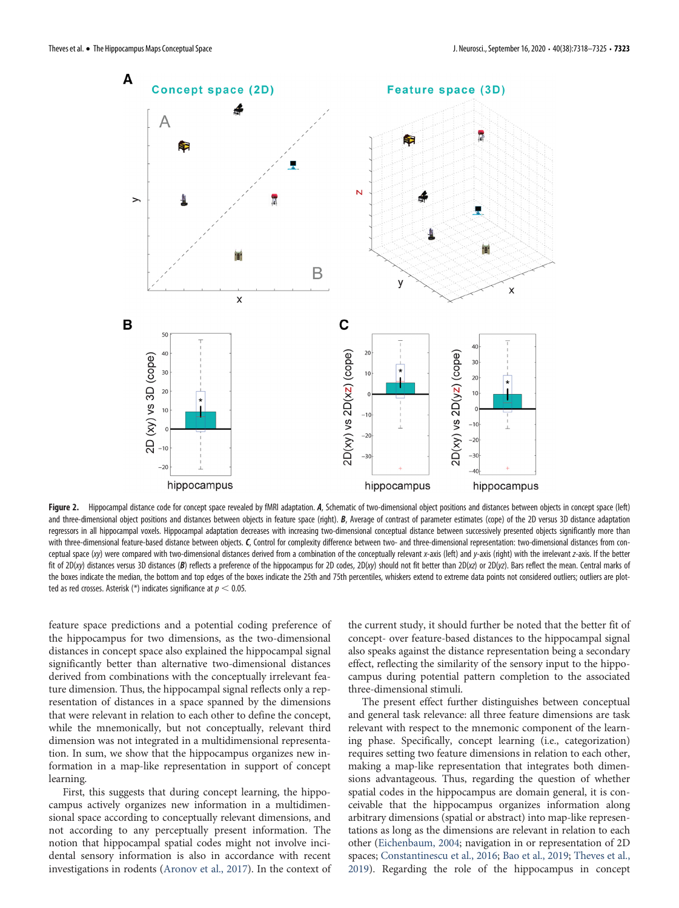**Figure 2.** Hippocampal distance code for concept space revealed by fMRI adaptation. ***A***, Schematic of two-dimensional object positions and distances between objects in concept space (left) and three-dimensional object positions and distances between objects in feature space (right). ***B***, Average of contrast of parameter estimates (cope) of the 2D versus 3D distance adaptation regressors in all hippocampal voxels. Hippocampal adaptation decreases with increasing two-dimensional conceptual distance between successively presented objects significantly more than with three-dimensional feature-based distance between objects. ***C***, Control for complexity difference between two- and three-dimensional representation: two-dimensional distances from conceptual space (*xy*) were compared with two-dimensional distances derived from a combination of the conceptually relevant *x*-axis (left) and *y*-axis (right) with the irrelevant *z*-axis. If the better fit of 2D(*xy*) distances versus 3D distances (***B***) reflects a preference of the hippocampus for 2D codes, 2D(*xy*) should not fit better than 2D(*xz*) or 2D(*yz*). Bars reflect the mean. Central marks of the boxes indicate the median, the bottom and top edges of the boxes indicate the 25th and 75th percentiles, whiskers extend to extreme data points not considered outliers; outliers are plotted as red crosses. Asterisk (*) indicates significance at $p < 0.05$.

feature space predictions and a potential coding preference of the hippocampus for two dimensions, as the two-dimensional distances in concept space also explained the hippocampal signal significantly better than alternative two-dimensional distances derived from combinations with the conceptually irrelevant feature dimension. Thus, the hippocampal signal reflects only a representation of distances in a space spanned by the dimensions that were relevant in relation to each other to define the concept, while the mnemonically, but not conceptually, relevant third dimension was not integrated in a multidimensional representation. In sum, we show that the hippocampus organizes new information in a map-like representation in support of concept learning.

First, this suggests that during concept learning, the hippocampus actively organizes new information in a multidimensional space according to conceptually relevant dimensions, and not according to any perceptually present information. The notion that hippocampal spatial codes might not involve incidental sensory information is also in accordance with recent investigations in rodents (Aronov et al., 2017). In the context of the current study, it should further be noted that the better fit of concept- over feature-based distances to the hippocampal signal also speaks against the distance representation being a secondary effect, reflecting the similarity of the sensory input to the hippocampus during potential pattern completion to the associated three-dimensional stimuli.

The present effect further distinguishes between conceptual and general task relevance: all three feature dimensions are task relevant with respect to the mnemonic component of the learning phase. Specifically, concept learning (i.e., categorization) requires setting two feature dimensions in relation to each other, making a map-like representation that integrates both dimensions advantageous. Thus, regarding the question of whether spatial codes in the hippocampus are domain general, it is conceivable that the hippocampus organizes information along arbitrary dimensions (spatial or abstract) into map-like representations as long as the dimensions are relevant in relation to each other (Eichenbaum, 2004; navigation in or representation of 2D spaces; Constantinescu et al., 2016; Bao et al., 2019; Theves et al., 2019). Regarding the role of the hippocampus in concept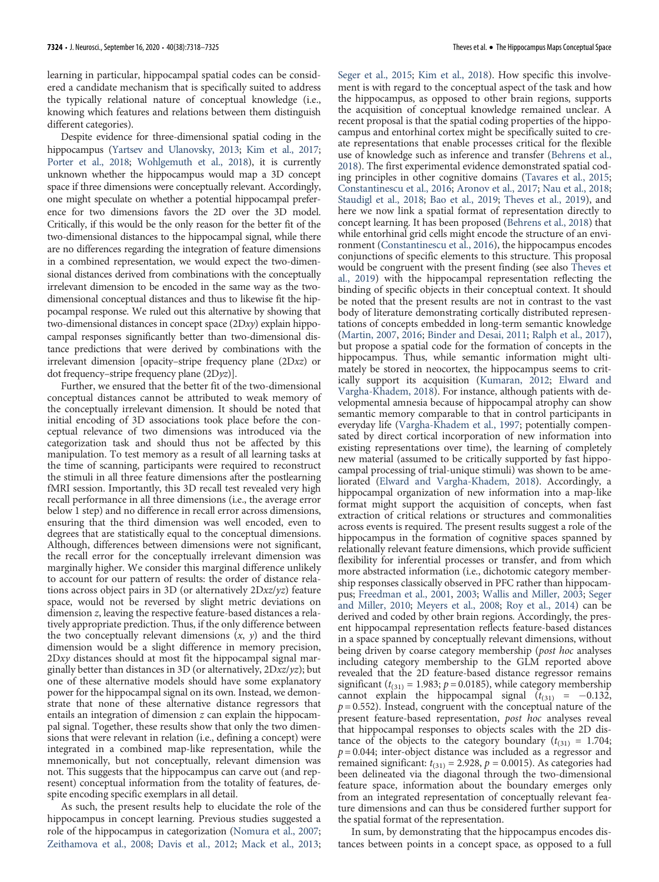learning in particular, hippocampal spatial codes can be considered a candidate mechanism that is specifically suited to address the typically relational nature of conceptual knowledge (i.e., knowing which features and relations between them distinguish different categories).

Despite evidence for three-dimensional spatial coding in the hippocampus (Yartsev and Ulanovsky, 2013; Kim et al., 2017; Porter et al., 2018; Wohlgemuth et al., 2018), it is currently unknown whether the hippocampus would map a 3D concept space if three dimensions were conceptually relevant. Accordingly, one might speculate on whether a potential hippocampal preference for two dimensions favors the 2D over the 3D model. Critically, if this would be the only reason for the better fit of the two-dimensional distances to the hippocampal signal, while there are no differences regarding the integration of feature dimensions in a combined representation, we would expect the two-dimensional distances derived from combinations with the conceptually irrelevant dimension to be encoded in the same way as the two-dimensional conceptual distances and thus to likewise fit the hippocampal response. We ruled out this alternative by showing that two-dimensional distances in concept space (2D*xy*) explain hippocampal responses significantly better than two-dimensional distance predictions that were derived by combinations with the irrelevant dimension [opacity–stripe frequency plane (2D*xz*) or dot frequency–stripe frequency plane (2D*yz*)].

Further, we ensured that the better fit of the two-dimensional conceptual distances cannot be attributed to weak memory of the conceptually irrelevant dimension. It should be noted that initial encoding of 3D associations took place before the conceptual relevance of two dimensions was introduced via the categorization task and should thus not be affected by this manipulation. To test memory as a result of all learning tasks at the time of scanning, participants were required to reconstruct the stimuli in all three feature dimensions after the postlearning fMRI session. Importantly, this 3D recall test revealed very high recall performance in all three dimensions (i.e., the average error below 1 step) and no difference in recall error across dimensions, ensuring that the third dimension was well encoded, even to degrees that are statistically equal to the conceptual dimensions. Although, differences between dimensions were not significant, the recall error for the conceptually irrelevant dimension was marginally higher. We consider this marginal difference unlikely to account for our pattern of results: the order of distance relations across object pairs in 3D (or alternatively 2D*xz*/*yz*) feature space, would not be reversed by slight metric deviations on dimension *z*, leaving the respective feature-based distances a relatively appropriate prediction. Thus, if the only difference between the two conceptually relevant dimensions (*x*, *y*) and the third dimension would be a slight difference in memory precision, 2D*xy* distances should at most fit the hippocampal signal marginally better than distances in 3D (or alternatively, 2D*xz*/*yz*); but one of these alternative models should have some explanatory power for the hippocampal signal on its own. Instead, we demonstrate that none of these alternative distance regressors that entails an integration of dimension *z* can explain the hippocampal signal. Together, these results show that only the two dimensions that were relevant in relation (i.e., defining a concept) were integrated in a combined map-like representation, while the mnemonically, but not conceptually, relevant dimension was not. This suggests that the hippocampus can carve out (and represent) conceptual information from the totality of features, despite encoding specific exemplars in all detail.

As such, the present results help to elucidate the role of the hippocampus in concept learning. Previous studies suggested a role of the hippocampus in categorization (Nomura et al., 2007; Zeithamova et al., 2008; Davis et al., 2012; Mack et al., 2013; Seger et al., 2015; Kim et al., 2018). How specific this involvement is with regard to the conceptual aspect of the task and how the hippocampus, as opposed to other brain regions, supports the acquisition of conceptual knowledge remained unclear. A recent proposal is that the spatial coding properties of the hippocampus and entorhinal cortex might be specifically suited to create representations that enable processes critical for the flexible use of knowledge such as inference and transfer (Behrens et al., 2018). The first experimental evidence demonstrated spatial coding principles in other cognitive domains (Tavares et al., 2015; Constantinescu et al., 2016; Aronov et al., 2017; Nau et al., 2018; Staudigl et al., 2018; Bao et al., 2019; Theves et al., 2019), and here we now link a spatial format of representation directly to concept learning. It has been proposed (Behrens et al., 2018) that while entorhinal grid cells might encode the structure of an environment (Constantinescu et al., 2016), the hippocampus encodes conjunctions of specific elements to this structure. This proposal would be congruent with the present finding (see also Theves et al., 2019) with the hippocampal representation reflecting the binding of specific objects in their conceptual context. It should be noted that the present results are not in contrast to the vast body of literature demonstrating cortically distributed representations of concepts embedded in long-term semantic knowledge (Martin, 2007, 2016; Binder and Desai, 2011; Ralph et al., 2017), but propose a spatial code for the formation of concepts in the hippocampus. Thus, while semantic information might ultimately be stored in neocortex, the hippocampus seems to critically support its acquisition (Kumaran, 2012; Elward and Vargha-Khadem, 2018). For instance, although patients with developmental amnesia because of hippocampal atrophy can show semantic memory comparable to that in control participants in everyday life (Vargha-Khadem et al., 1997; potentially compensated by direct cortical incorporation of new information into existing representations over time), the learning of completely new material (assumed to be critically supported by fast hippocampal processing of trial-unique stimuli) was shown to be ameliorated (Elward and Vargha-Khadem, 2018). Accordingly, a hippocampal organization of new information into a map-like format might support the acquisition of concepts, when fast extraction of critical relations or structures and commonalities across events is required. The present results suggest a role of the hippocampus in the formation of cognitive spaces spanned by relationally relevant feature dimensions, which provide sufficient flexibility for inferential processes or transfer, and from which more abstracted information (i.e., dichotomic category membership responses classically observed in PFC rather than hippocampus; Freedman et al., 2001, 2003; Wallis and Miller, 2003; Seger and Miller, 2010; Meyers et al., 2008; Roy et al., 2014) can be derived and coded by other brain regions. Accordingly, the present hippocampal representation reflects feature-based distances in a space spanned by conceptually relevant dimensions, without being driven by coarse category membership (*post hoc* analyses including category membership to the GLM reported above revealed that the 2D feature-based distance regressor remains significant ($t_{(31)} = 1.983$; $p = 0.0185$), while category membership cannot explain the hippocampal signal ($t_{(31)} = -0.132$, $p = 0.552$). Instead, congruent with the conceptual nature of the present feature-based representation, *post hoc* analyses reveal that hippocampal responses to objects scales with the 2D distance of the objects to the category boundary ($t_{(31)} = 1.704$; $p = 0.044$; inter-object distance was included as a regressor and remained significant: $t_{(31)} = 2.928$, $p = 0.0015$). As categories had been delineated via the diagonal through the two-dimensional feature space, information about the boundary emerges only from an integrated representation of conceptually relevant feature dimensions and can thus be considered further support for the spatial format of the representation.

In sum, by demonstrating that the hippocampus encodes distances between points in a concept space, as opposed to a full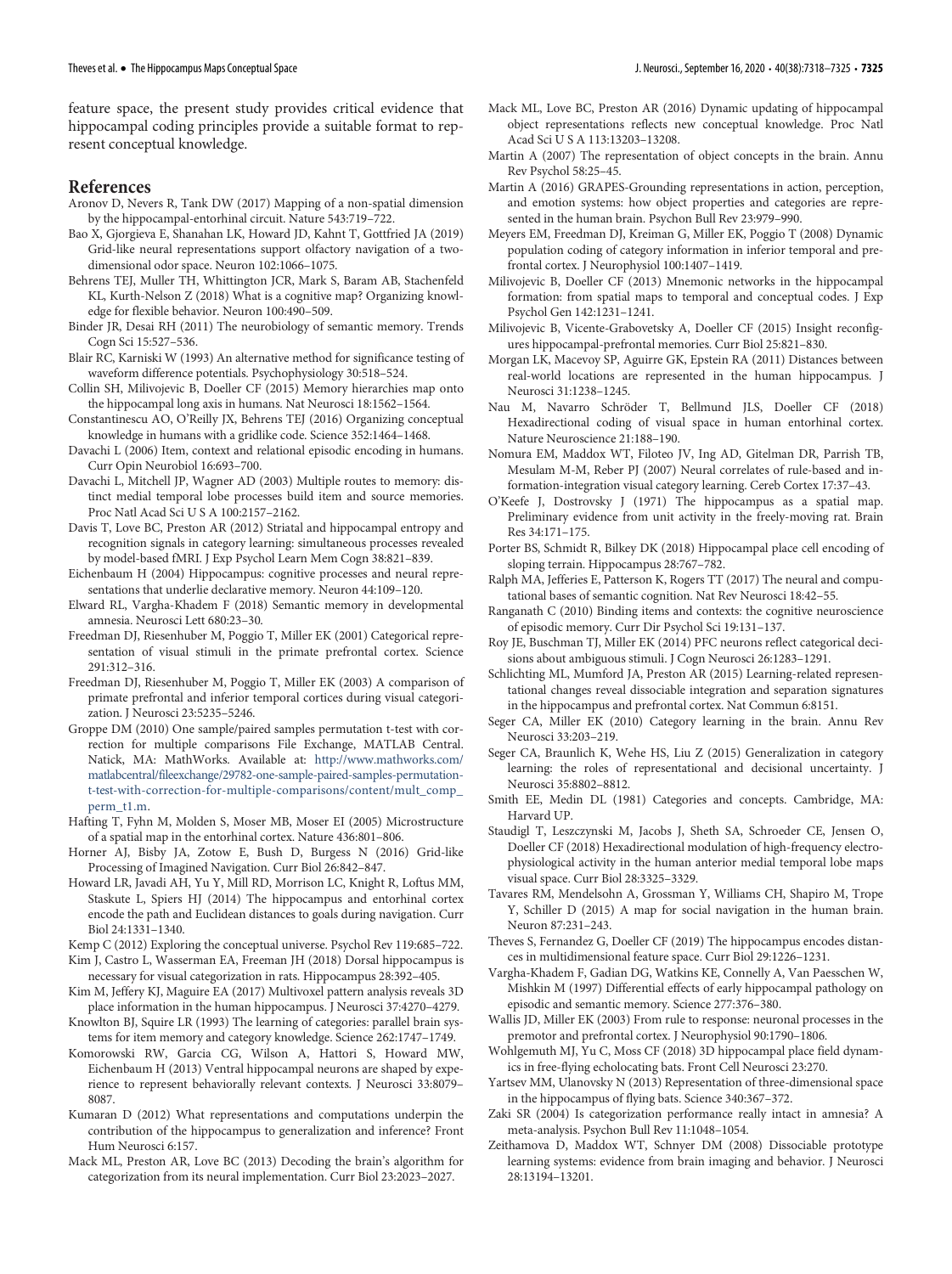feature space, the present study provides critical evidence that hippocampal coding principles provide a suitable format to represent conceptual knowledge.

## References

Aronov D, Nevers R, Tank DW (2017) Mapping of a non-spatial dimension by the hippocampal-entorhinal circuit. Nature 543:719–722.

Bao X, Gjorgieva E, Shanahan LK, Howard JD, Kahnt T, Gottfried JA (2019) Grid-like neural representations support olfactory navigation of a two-dimensional odor space. Neuron 102:1066–1075.

Behrens TEJ, Muller TH, Whittington JCR, Mark S, Baram AB, Stachenfeld KL, Kurth-Nelson Z (2018) What is a cognitive map? Organizing knowledge for flexible behavior. Neuron 100:490–509.

Binder JR, Desai RH (2011) The neurobiology of semantic memory. Trends Cogn Sci 15:527–536.

Blair RC, Karniski W (1993) An alternative method for significance testing of waveform difference potentials. Psychophysiology 30:518–524.

Collin SH, Milivojevic B, Doeller CF (2015) Memory hierarchies map onto the hippocampal long axis in humans. Nat Neurosci 18:1562–1564.

Constantinescu AO, O'Reilly JX, Behrens TEJ (2016) Organizing conceptual knowledge in humans with a gridlike code. Science 352:1464–1468.

Davachi L (2006) Item, context and relational episodic encoding in humans. Curr Opin Neurobiol 16:693–700.

Davachi L, Mitchell JP, Wagner AD (2003) Multiple routes to memory: distinct medial temporal lobe processes build item and source memories. Proc Natl Acad Sci U S A 100:2157–2162.

Davis T, Love BC, Preston AR (2012) Striatal and hippocampal entropy and recognition signals in category learning: simultaneous processes revealed by model-based fMRI. J Exp Psychol Learn Mem Cogn 38:821–839.

Eichenbaum H (2004) Hippocampus: cognitive processes and neural representations that underlie declarative memory. Neuron 44:109–120.

Elward RL, Vargha-Khadem F (2018) Semantic memory in developmental amnesia. Neurosci Lett 680:23–30.

Freedman DJ, Riesenhuber M, Poggio T, Miller EK (2001) Categorical representation of visual stimuli in the primate prefrontal cortex. Science 291:312–316.

Freedman DJ, Riesenhuber M, Poggio T, Miller EK (2003) A comparison of primate prefrontal and inferior temporal cortices during visual categorization. J Neurosci 23:5235–5246.

Groppe DM (2010) One sample/paired samples permutation t-test with correction for multiple comparisons File Exchange, MATLAB Central. Natick, MA: MathWorks. Available at: http://www.mathworks.com/matlabcentral/fileexchange/29782-one-sample-paired-samples-permutation-t-test-with-correction-for-multiple-comparisons/content/mult_comp_perm_t1.m.

Hafting T, Fyhn M, Molden S, Moser MB, Moser EI (2005) Microstructure of a spatial map in the entorhinal cortex. Nature 436:801–806.

Horner AJ, Bisby JA, Zotow E, Bush D, Burgess N (2016) Grid-like Processing of Imagined Navigation. Curr Biol 26:842–847.

Howard LR, Javadi AH, Yu Y, Mill RD, Morrison LC, Knight R, Loftus MM, Staskute L, Spiers HJ (2014) The hippocampus and entorhinal cortex encode the path and Euclidean distances to goals during navigation. Curr Biol 24:1331–1340.

Kemp C (2012) Exploring the conceptual universe. Psychol Rev 119:685–722.

Kim J, Castro L, Wasserman EA, Freeman JH (2018) Dorsal hippocampus is necessary for visual categorization in rats. Hippocampus 28:392–405.

Kim M, Jeffery KJ, Maguire EA (2017) Multivoxel pattern analysis reveals 3D place information in the human hippocampus. J Neurosci 37:4270–4279.

Knowlton BJ, Squire LR (1993) The learning of categories: parallel brain systems for item memory and category knowledge. Science 262:1747–1749.

Komorowski RW, Garcia CG, Wilson A, Hattori S, Howard MW, Eichenbaum H (2013) Ventral hippocampal neurons are shaped by experience to represent behaviorally relevant contexts. J Neurosci 33:8079–8087.

Kumaran D (2012) What representations and computations underpin the contribution of the hippocampus to generalization and inference? Front Hum Neurosci 6:157.

Mack ML, Preston AR, Love BC (2013) Decoding the brain's algorithm for categorization from its neural implementation. Curr Biol 23:2023–2027.

Mack ML, Love BC, Preston AR (2016) Dynamic updating of hippocampal object representations reflects new conceptual knowledge. Proc Natl Acad Sci U S A 113:13203–13208.

Martin A (2007) The representation of object concepts in the brain. Annu Rev Psychol 58:25–45.

Martin A (2016) GRAPES-Grounding representations in action, perception, and emotion systems: how object properties and categories are represented in the human brain. Psychon Bull Rev 23:979–990.

Meyers EM, Freedman DJ, Kreiman G, Miller EK, Poggio T (2008) Dynamic population coding of category information in inferior temporal and prefrontal cortex. J Neurophysiol 100:1407–1419.

Milivojevic B, Doeller CF (2013) Mnemonic networks in the hippocampal formation: from spatial maps to temporal and conceptual codes. J Exp Psychol Gen 142:1231–1241.

Milivojevic B, Vicente-Grabovetsky A, Doeller CF (2015) Insight reconfigures hippocampal-prefrontal memories. Curr Biol 25:821–830.

Morgan LK, Macevoy SP, Aguirre GK, Epstein RA (2011) Distances between real-world locations are represented in the human hippocampus. J Neurosci 31:1238–1245.

Nau M, Navarro Schröder T, Bellmund JLS, Doeller CF (2018) Hexadirectional coding of visual space in human entorhinal cortex. Nature Neuroscience 21:188–190.

Nomura EM, Maddox WT, Filoteo JV, Ing AD, Gitelman DR, Parrish TB, Mesulam M-M, Reber PJ (2007) Neural correlates of rule-based and information-integration visual category learning. Cereb Cortex 17:37–43.

O'Keefe J, Dostrovsky J (1971) The hippocampus as a spatial map. Preliminary evidence from unit activity in the freely-moving rat. Brain Res 34:171–175.

Porter BS, Schmidt R, Bilkey DK (2018) Hippocampal place cell encoding of sloping terrain. Hippocampus 28:767–782.

Ralph MA, Jefferies E, Patterson K, Rogers TT (2017) The neural and computational bases of semantic cognition. Nat Rev Neurosci 18:42–55.

Ranganath C (2010) Binding items and contexts: the cognitive neuroscience of episodic memory. Curr Dir Psychol Sci 19:131–137.

Roy JE, Buschman TJ, Miller EK (2014) PFC neurons reflect categorical decisions about ambiguous stimuli. J Cogn Neurosci 26:1283–1291.

Schlichting ML, Mumford JA, Preston AR (2015) Learning-related representational changes reveal dissociable integration and separation signatures in the hippocampus and prefrontal cortex. Nat Commun 6:8151.

Seger CA, Miller EK (2010) Category learning in the brain. Annu Rev Neurosci 33:203–219.

Seger CA, Braunlich K, Wehe HS, Liu Z (2015) Generalization in category learning: the roles of representational and decisional uncertainty. J Neurosci 35:8802–8812.

Smith EE, Medin DL (1981) Categories and concepts. Cambridge, MA: Harvard UP.

Staudigl T, Leszczynski M, Jacobs J, Sheth SA, Schroeder CE, Jensen O, Doeller CF (2018) Hexadirectional modulation of high-frequency electrophysiological activity in the human anterior medial temporal lobe maps visual space. Curr Biol 28:3325–3329.

Tavares RM, Mendelsohn A, Grossman Y, Williams CH, Shapiro M, Trope Y, Schiller D (2015) A map for social navigation in the human brain. Neuron 87:231–243.

Theves S, Fernandez G, Doeller CF (2019) The hippocampus encodes distances in multidimensional feature space. Curr Biol 29:1226–1231.

Vargha-Khadem F, Gadian DG, Watkins KE, Connelly A, Van Paesschen W, Mishkin M (1997) Differential effects of early hippocampal pathology on episodic and semantic memory. Science 277:376–380.

Wallis JD, Miller EK (2003) From rule to response: neuronal processes in the premotor and prefrontal cortex. J Neurophysiol 90:1790–1806.

Wohlgemuth MJ, Yu C, Moss CF (2018) 3D hippocampal place field dynamics in free-flying echolocating bats. Front Cell Neurosci 23:270.

Yartsev MM, Ulanovsky N (2013) Representation of three-dimensional space in the hippocampus of flying bats. Science 340:367–372.

Zaki SR (2004) Is categorization performance really intact in amnesia? A meta-analysis. Psychon Bull Rev 11:1048–1054.

Zeithamova D, Maddox WT, Schnyer DM (2008) Dissociable prototype learning systems: evidence from brain imaging and behavior. J Neurosci 28:13194–13201.